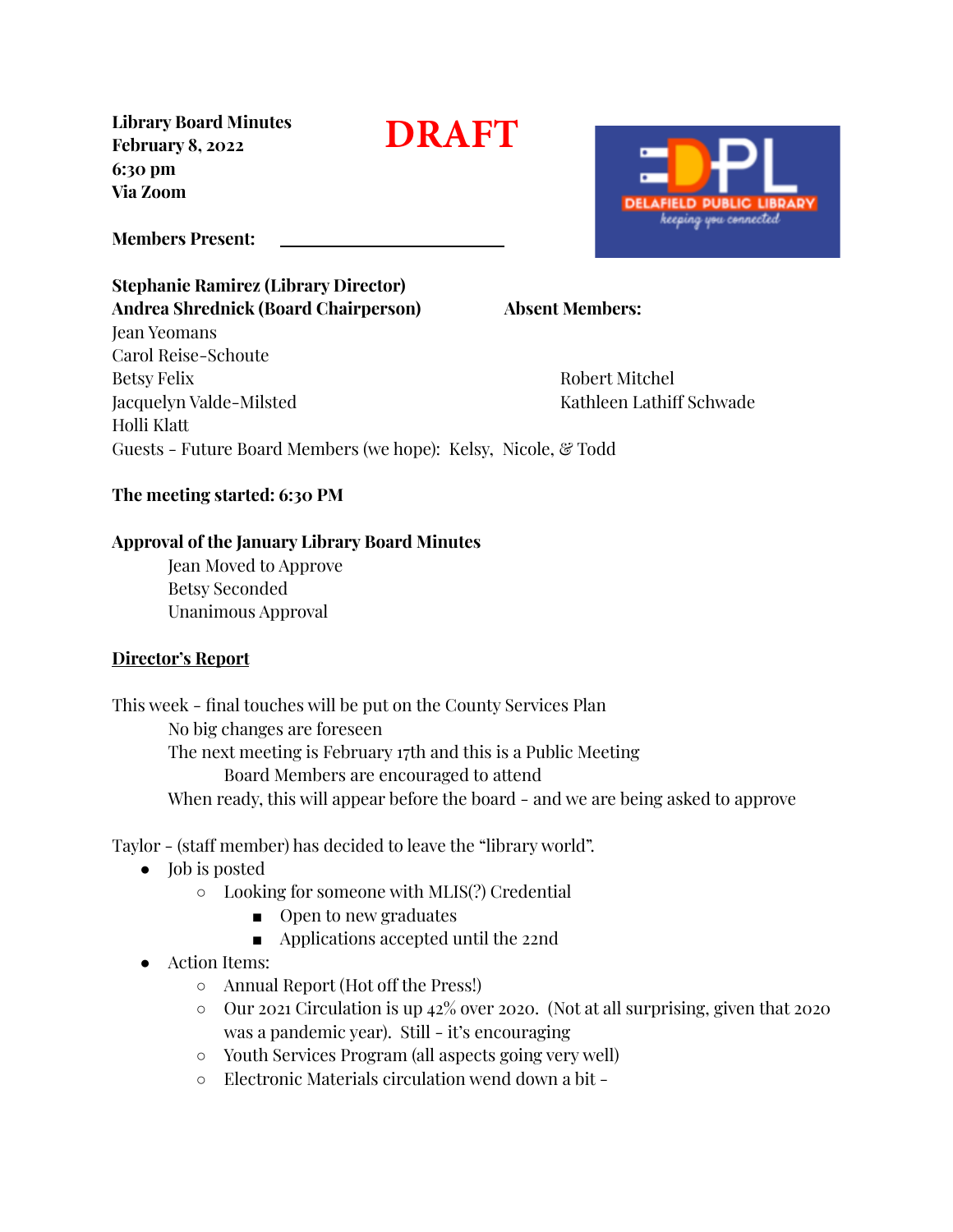**Library Board Minutes**
**February 8, 2022**
**6:30 pm**
**Via Zoom**

# DRAFT

**Members Present:** ______________________

**Stephanie Ramirez (Library Director)**
**Andrea Shrednick (Board Chairperson)**
Jean Yeomans
Carol Reise-Schoute
Betsy Felix
Jacquelyn Valde-Milsted
Holli Klatt
Guests - Future Board Members (we hope): Kelsy, Nicole, & Todd

**Absent Members:**

Robert Mitchel
Kathleen Lathiff Schwade

**The meeting started: 6:30 PM**

**Approval of the January Library Board Minutes**

Jean Moved to Approve
Betsy Seconded
Unanimous Approval

**Director's Report**

This week - final touches will be put on the County Services Plan

- No big changes are foreseen
- The next meeting is February 17th and this is a Public Meeting
  - Board Members are encouraged to attend
- When ready, this will appear before the board - and we are being asked to approve

Taylor - (staff member) has decided to leave the "library world".

- Job is posted
  - Looking for someone with MLIS(?) Credential
    - Open to new graduates
    - Applications accepted until the 22nd
- Action Items:
  - Annual Report (Hot off the Press!)
  - Our 2021 Circulation is up 42% over 2020. (Not at all surprising, given that 2020 was a pandemic year). Still - it's encouraging
  - Youth Services Program (all aspects going very well)
  - Electronic Materials circulation wend down a bit -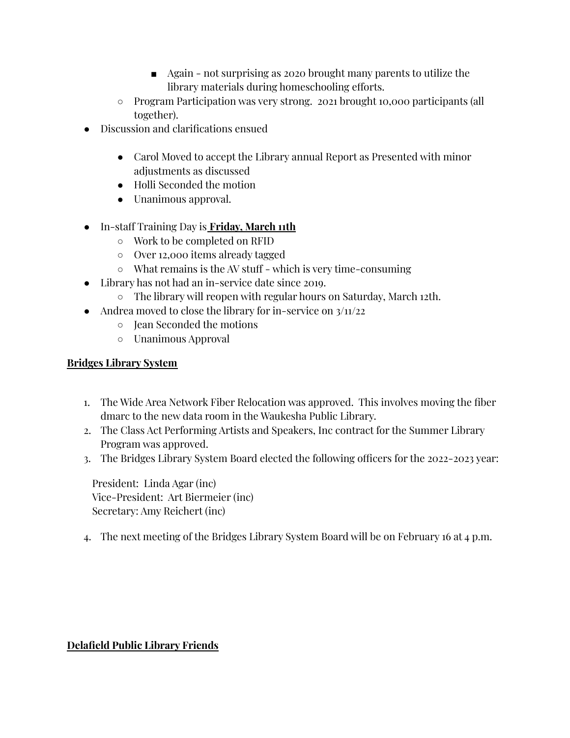- Again - not surprising as 2020 brought many parents to utilize the library materials during homeschooling efforts.
    - Program Participation was very strong. 2021 brought 10,000 participants (all together).
- Discussion and clarifications ensued

    - Carol Moved to accept the Library annual Report as Presented with minor adjustments as discussed
    - Holli Seconded the motion
    - Unanimous approval.

- In-staff Training Day is **Friday, March 11th**
    - Work to be completed on RFID
    - Over 12,000 items already tagged
    - What remains is the AV stuff - which is very time-consuming
- Library has not had an in-service date since 2019.
    - The library will reopen with regular hours on Saturday, March 12th.
- Andrea moved to close the library for in-service on 3/11/22
    - Jean Seconded the motions
    - Unanimous Approval

**Bridges Library System**

1. The Wide Area Network Fiber Relocation was approved. This involves moving the fiber dmarc to the new data room in the Waukesha Public Library.
2. The Class Act Performing Artists and Speakers, Inc contract for the Summer Library Program was approved.
3. The Bridges Library System Board elected the following officers for the 2022-2023 year:

   President: Linda Agar (inc)
   Vice-President: Art Biermeier (inc)
   Secretary: Amy Reichert (inc)

4. The next meeting of the Bridges Library System Board will be on February 16 at 4 p.m.

**Delafield Public Library Friends**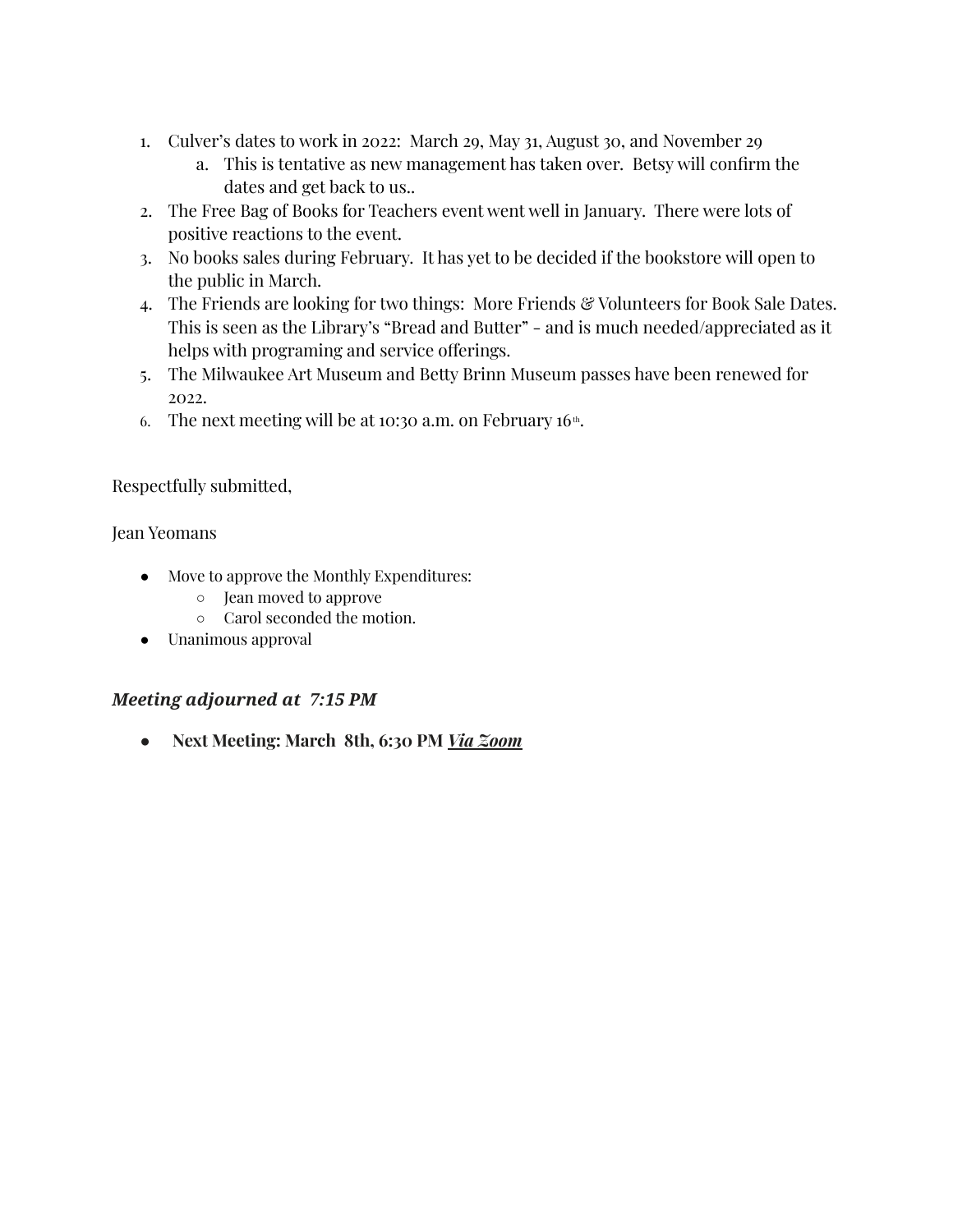1. Culver's dates to work in 2022: March 29, May 31, August 30, and November 29
    a. This is tentative as new management has taken over. Betsy will confirm the dates and get back to us..
2. The Free Bag of Books for Teachers event went well in January. There were lots of positive reactions to the event.
3. No books sales during February. It has yet to be decided if the bookstore will open to the public in March.
4. The Friends are looking for two things: More Friends & Volunteers for Book Sale Dates. This is seen as the Library's "Bread and Butter" - and is much needed/appreciated as it helps with programing and service offerings.
5. The Milwaukee Art Museum and Betty Brinn Museum passes have been renewed for 2022.
6. The next meeting will be at 10:30 a.m. on February 16th.

Respectfully submitted,

Jean Yeomans

- Move to approve the Monthly Expenditures:
    - Jean moved to approve
    - Carol seconded the motion.
- Unanimous approval

***Meeting adjourned at 7:15 PM***

- **Next Meeting: March 8th, 6:30 PM *Via Zoom***